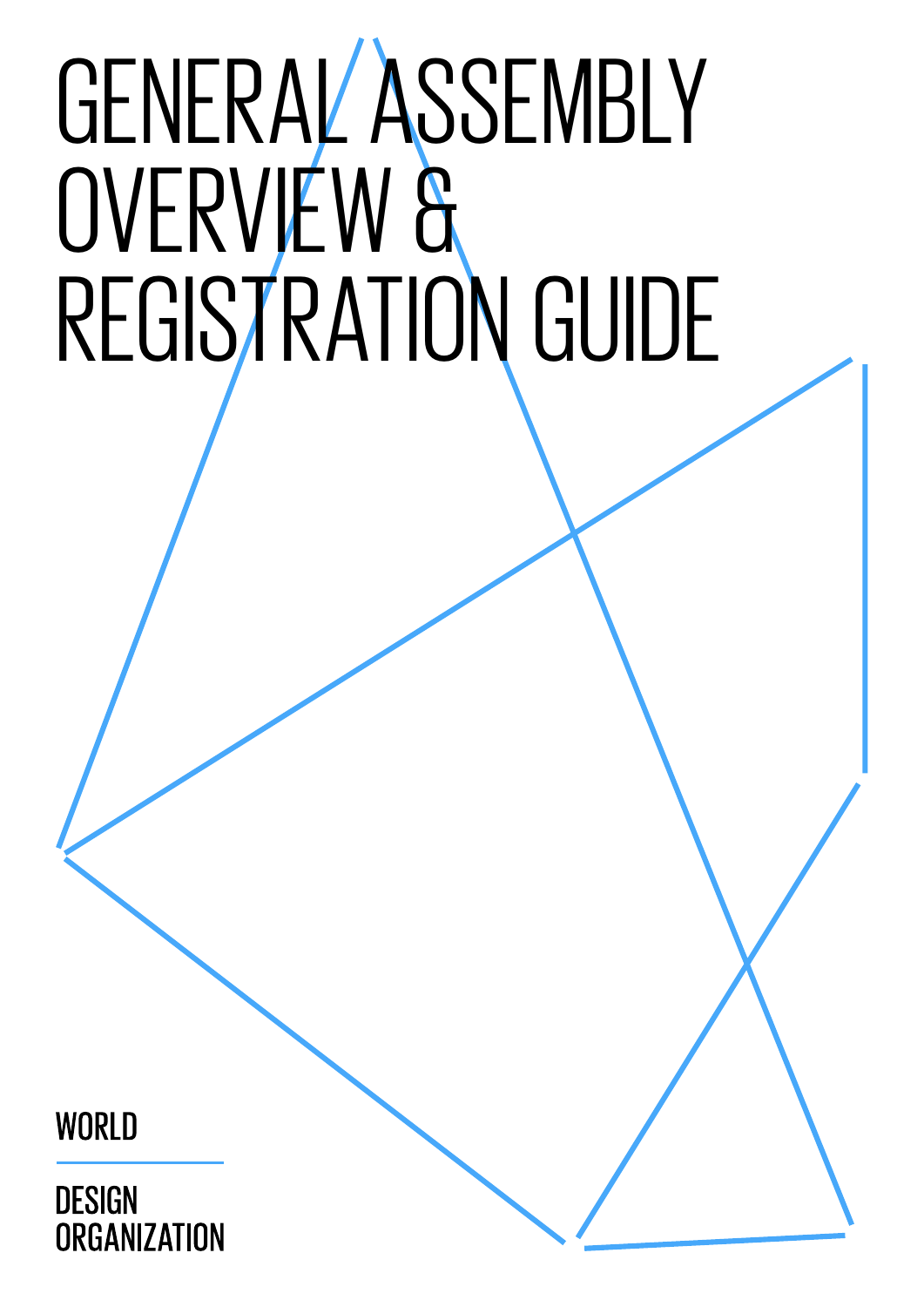# GENERAL ASSEMBLY OVERVIEW & REGISTRATION GUIDE

WORLD

DESIGN ORGANIZATION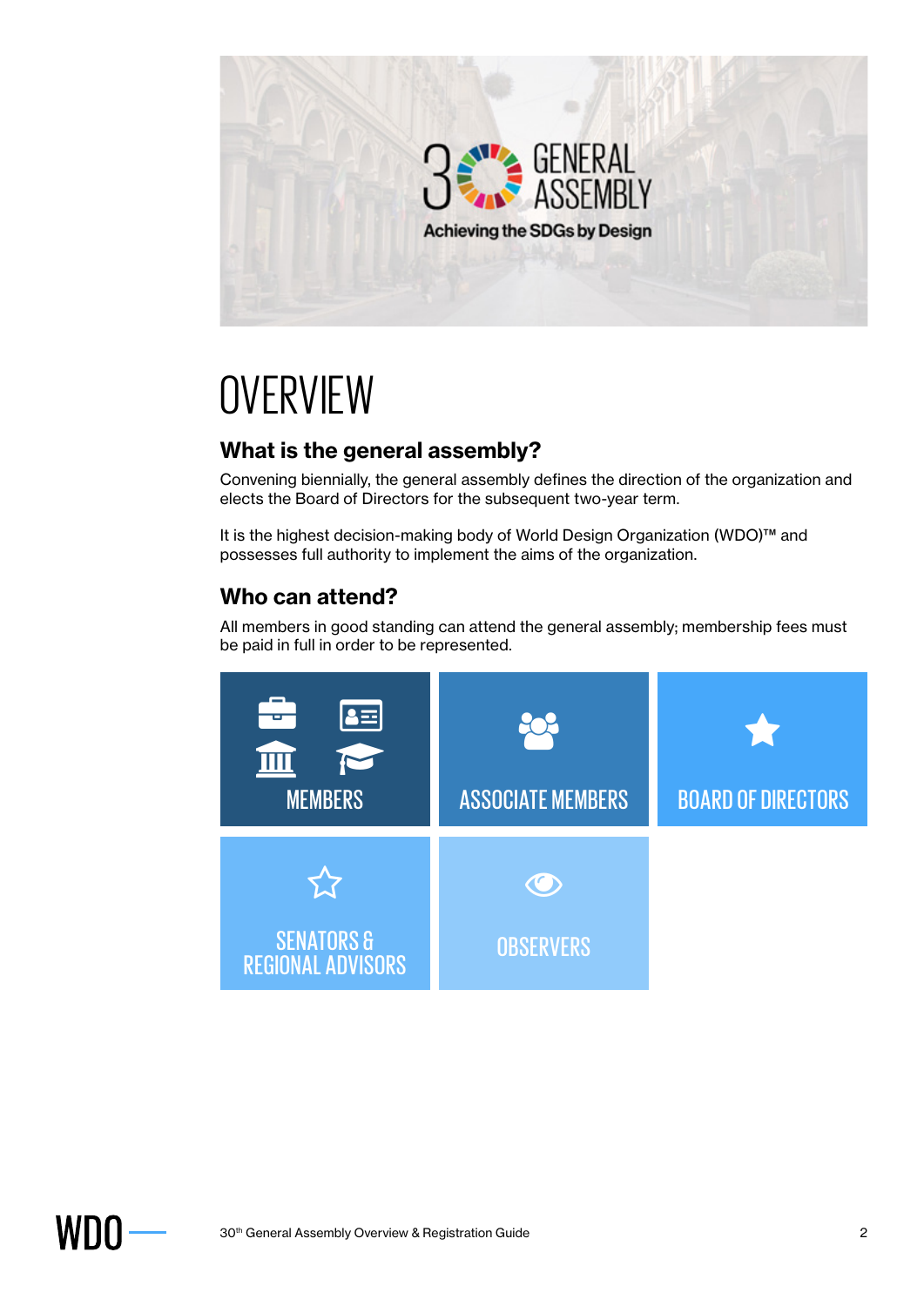30 GENERAL ASSEMBLY

Achieving the SDGs by Design

# OVERVIEW

## What is the general assembly?

Convening biennially, the general assembly defines the direction of the organization and elects the Board of Directors for the subsequent two-year term.

It is the highest decision-making body of World Design Organization (WDO)™ and possesses full authority to implement the aims of the organization.

## Who can attend?

All members in good standing can attend the general assembly; membership fees must be paid in full in order to be represented.

- MEMBERS
- ASSOCIATE MEMBERS
- BOARD OF DIRECTORS
- SENATORS & REGIONAL ADVISORS
- OBSERVERS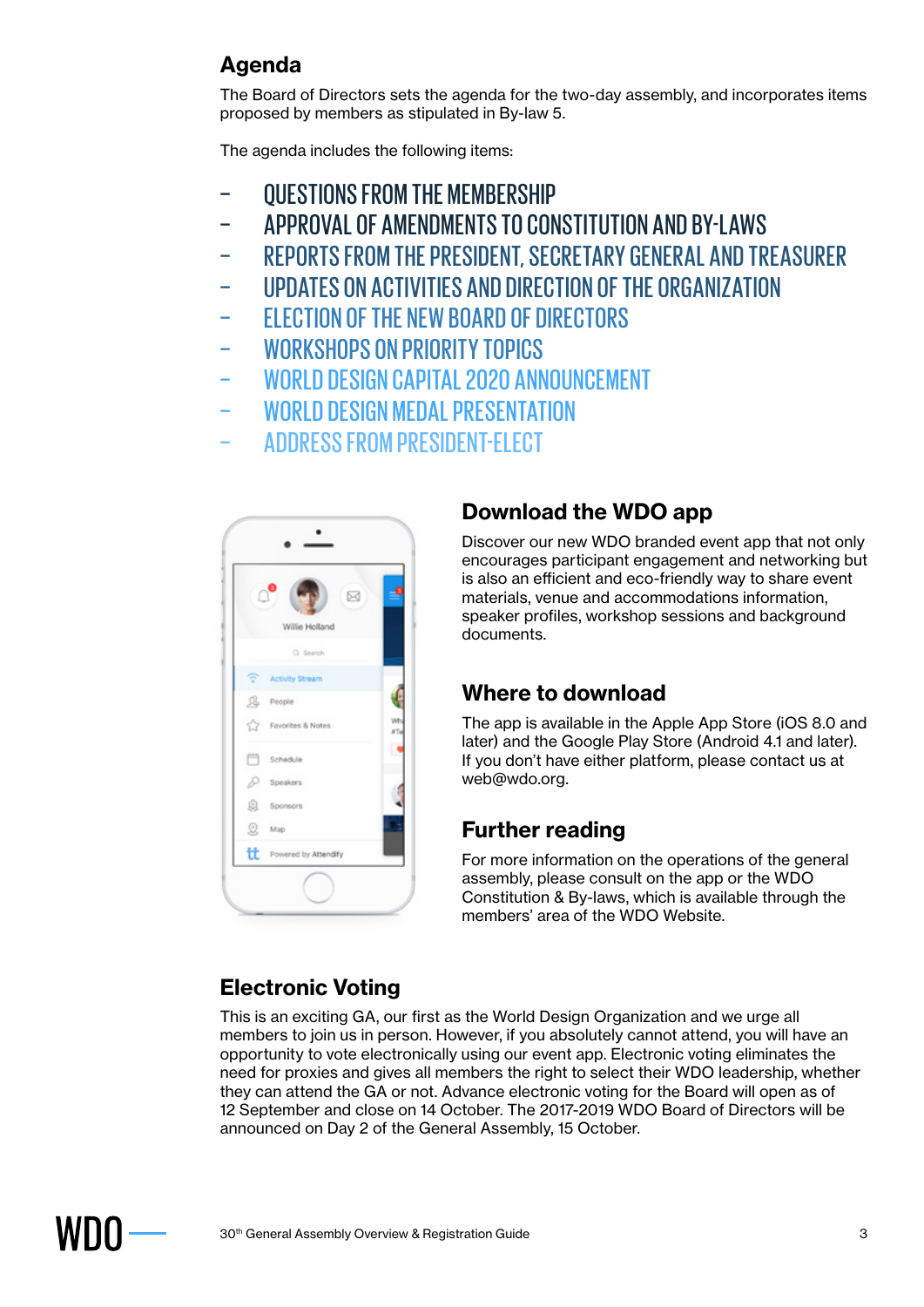## Agenda

The Board of Directors sets the agenda for the two-day assembly, and incorporates items proposed by members as stipulated in By-law 5.

The agenda includes the following items:

- QUESTIONS FROM THE MEMBERSHIP
- APPROVAL OF AMENDMENTS TO CONSTITUTION AND BY-LAWS
- REPORTS FROM THE PRESIDENT, SECRETARY GENERAL AND TREASURER
- UPDATES ON ACTIVITIES AND DIRECTION OF THE ORGANIZATION
- ELECTION OF THE NEW BOARD OF DIRECTORS
- WORKSHOPS ON PRIORITY TOPICS
- WORLD DESIGN CAPITAL 2020 ANNOUNCEMENT
- WORLD DESIGN MEDAL PRESENTATION
- ADDRESS FROM PRESIDENT-ELECT

## Download the WDO app

Discover our new WDO branded event app that not only encourages participant engagement and networking but is also an efficient and eco-friendly way to share event materials, venue and accommodations information, speaker profiles, workshop sessions and background documents.

## Where to download

The app is available in the Apple App Store (iOS 8.0 and later) and the Google Play Store (Android 4.1 and later). If you don't have either platform, please contact us at web@wdo.org.

## Further reading

For more information on the operations of the general assembly, please consult on the app or the WDO Constitution & By-laws, which is available through the members' area of the WDO Website.

## Electronic Voting

This is an exciting GA, our first as the World Design Organization and we urge all members to join us in person. However, if you absolutely cannot attend, you will have an opportunity to vote electronically using our event app. Electronic voting eliminates the need for proxies and gives all members the right to select their WDO leadership, whether they can attend the GA or not. Advance electronic voting for the Board will open as of 12 September and close on 14 October. The 2017-2019 WDO Board of Directors will be announced on Day 2 of the General Assembly, 15 October.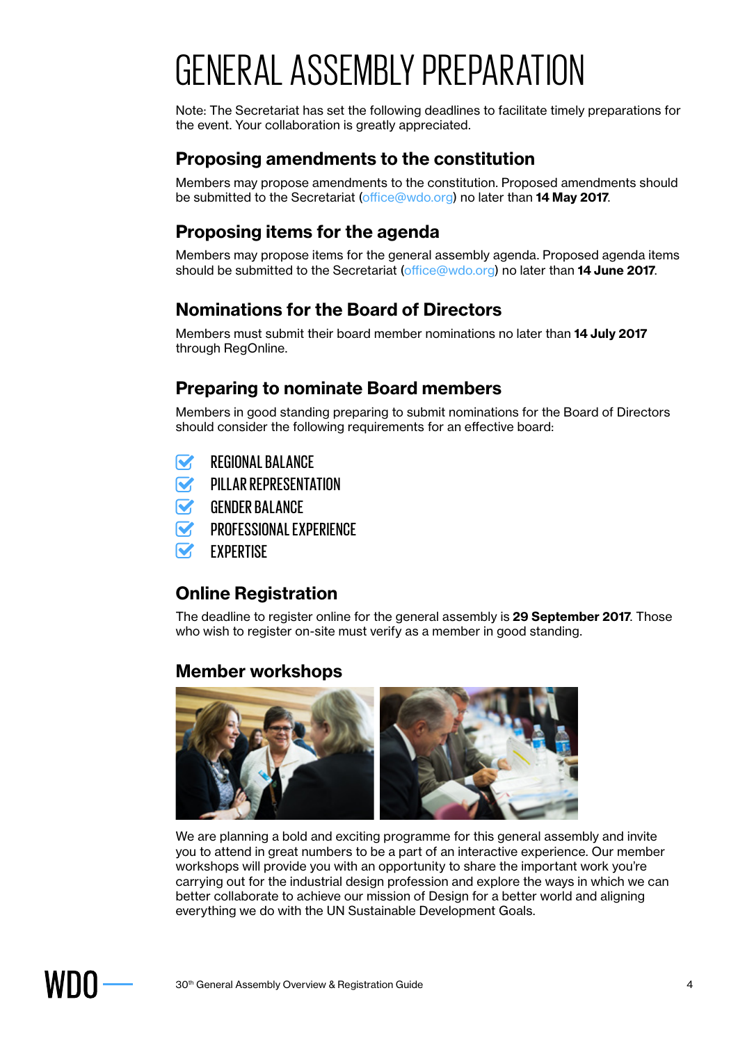# GENERAL ASSEMBLY PREPARATION

Note: The Secretariat has set the following deadlines to facilitate timely preparations for the event. Your collaboration is greatly appreciated.

## Proposing amendments to the constitution

Members may propose amendments to the constitution. Proposed amendments should be submitted to the Secretariat (office@wdo.org) no later than **14 May 2017**.

## Proposing items for the agenda

Members may propose items for the general assembly agenda. Proposed agenda items should be submitted to the Secretariat (office@wdo.org) no later than **14 June 2017**.

## Nominations for the Board of Directors

Members must submit their board member nominations no later than **14 July 2017** through RegOnline.

## Preparing to nominate Board members

Members in good standing preparing to submit nominations for the Board of Directors should consider the following requirements for an effective board:

- [x] REGIONAL BALANCE
- [x] PILLAR REPRESENTATION
- [x] GENDER BALANCE
- [x] PROFESSIONAL EXPERIENCE
- [x] EXPERTISE

## Online Registration

The deadline to register online for the general assembly is **29 September 2017**. Those who wish to register on-site must verify as a member in good standing.

## Member workshops

We are planning a bold and exciting programme for this general assembly and invite you to attend in great numbers to be a part of an interactive experience. Our member workshops will provide you with an opportunity to share the important work you're carrying out for the industrial design profession and explore the ways in which we can better collaborate to achieve our mission of Design for a better world and aligning everything we do with the UN Sustainable Development Goals.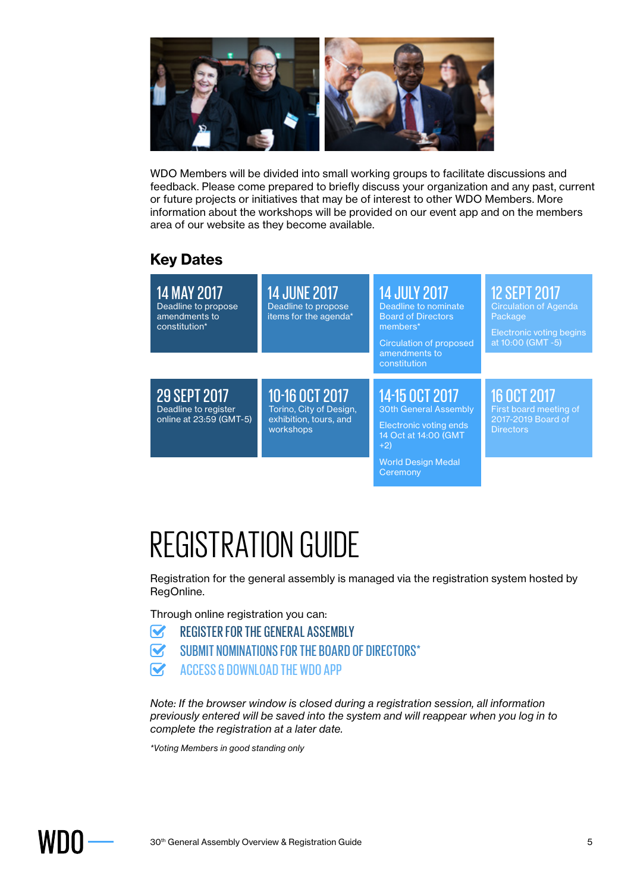WDO Members will be divided into small working groups to facilitate discussions and feedback. Please come prepared to briefly discuss your organization and any past, current or future projects or initiatives that may be of interest to other WDO Members. More information about the workshops will be provided on our event app and on the members area of our website as they become available.

## Key Dates

**14 MAY 2017**
Deadline to propose amendments to constitution*

**14 JUNE 2017**
Deadline to propose items for the agenda*

**14 JULY 2017**
Deadline to nominate Board of Directors members*

Circulation of proposed amendments to constitution

**12 SEPT 2017**
Circulation of Agenda Package

Electronic voting begins at 10:00 (GMT -5)

**29 SEPT 2017**
Deadline to register online at 23:59 (GMT-5)

**10-16 OCT 2017**
Torino, City of Design, exhibition, tours, and workshops

**14-15 OCT 2017**
30th General Assembly

Electronic voting ends 14 Oct at 14:00 (GMT +2)

World Design Medal Ceremony

**16 OCT 2017**
First board meeting of 2017-2019 Board of Directors

# REGISTRATION GUIDE

Registration for the general assembly is managed via the registration system hosted by RegOnline.

Through online registration you can:

- REGISTER FOR THE GENERAL ASSEMBLY
- SUBMIT NOMINATIONS FOR THE BOARD OF DIRECTORS*
- ACCESS & DOWNLOAD THE WDO APP

*Note: If the browser window is closed during a registration session, all information previously entered will be saved into the system and will reappear when you log in to complete the registration at a later date.*

*\*Voting Members in good standing only*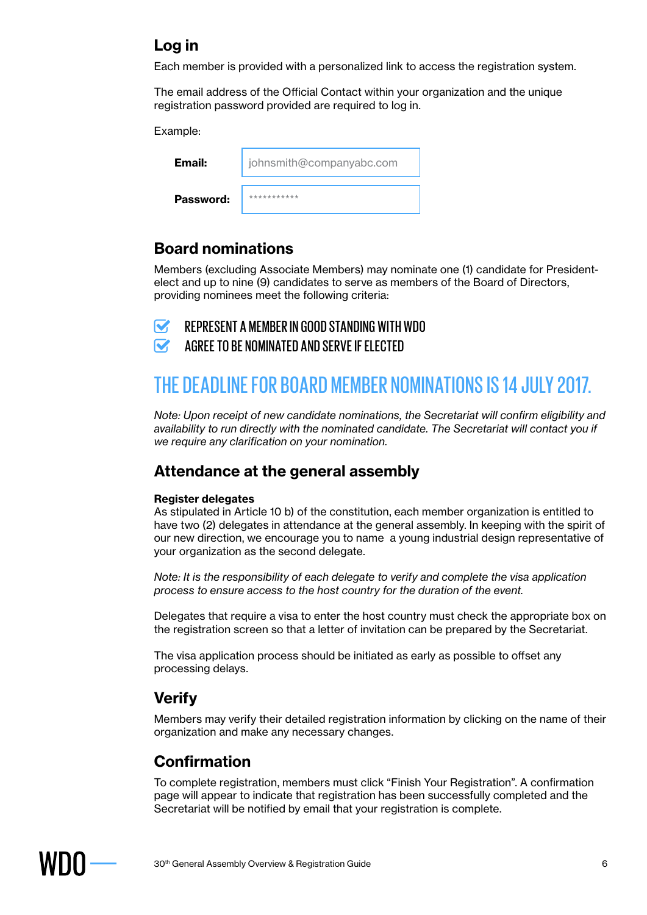## Log in

Each member is provided with a personalized link to access the registration system.

The email address of the Official Contact within your organization and the unique registration password provided are required to log in.

Example:

| | |
|---|---|
| **Email:** | johnsmith@companyabc.com |
| **Password:** | *********** |

## Board nominations

Members (excluding Associate Members) may nominate one (1) candidate for President-elect and up to nine (9) candidates to serve as members of the Board of Directors, providing nominees meet the following criteria:

- ☑ REPRESENT A MEMBER IN GOOD STANDING WITH WDO
- ☑ AGREE TO BE NOMINATED AND SERVE IF ELECTED

## THE DEADLINE FOR BOARD MEMBER NOMINATIONS IS 14 JULY 2017.

*Note: Upon receipt of new candidate nominations, the Secretariat will confirm eligibility and availability to run directly with the nominated candidate. The Secretariat will contact you if we require any clarification on your nomination.*

## Attendance at the general assembly

**Register delegates**
As stipulated in Article 10 b) of the constitution, each member organization is entitled to have two (2) delegates in attendance at the general assembly. In keeping with the spirit of our new direction, we encourage you to name a young industrial design representative of your organization as the second delegate.

*Note: It is the responsibility of each delegate to verify and complete the visa application process to ensure access to the host country for the duration of the event.*

Delegates that require a visa to enter the host country must check the appropriate box on the registration screen so that a letter of invitation can be prepared by the Secretariat.

The visa application process should be initiated as early as possible to offset any processing delays.

## Verify

Members may verify their detailed registration information by clicking on the name of their organization and make any necessary changes.

## Confirmation

To complete registration, members must click "Finish Your Registration". A confirmation page will appear to indicate that registration has been successfully completed and the Secretariat will be notified by email that your registration is complete.